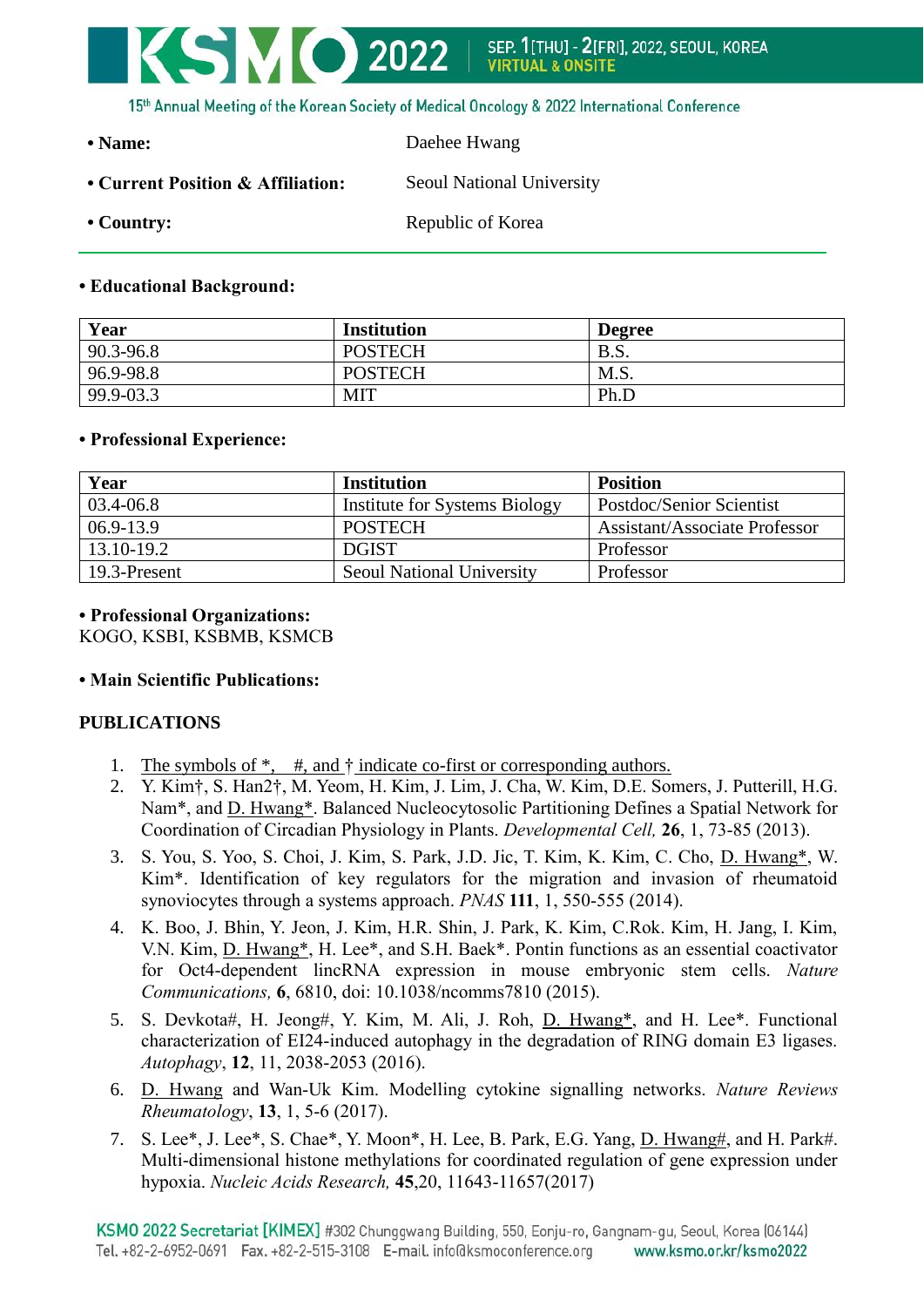- **Name:** Daehee Hwang
- **Current Position & Affiliation:** Seoul National University
- **Country:** Republic of Korea

---

**• Educational Background:**

| Year | Institution | Degree |
|---|---|---|
| 90.3-96.8 | POSTECH | B.S. |
| 96.9-98.8 | POSTECH | M.S. |
| 99.9-03.3 | MIT | Ph.D |

**• Professional Experience:**

| Year | Institution | Position |
|---|---|---|
| 03.4-06.8 | Institute for Systems Biology | Postdoc/Senior Scientist |
| 06.9-13.9 | POSTECH | Assistant/Associate Professor |
| 13.10-19.2 | DGIST | Professor |
| 19.3-Present | Seoul National University | Professor |

**• Professional Organizations:**
KOGO, KSBI, KSBMB, KSMCB

**• Main Scientific Publications:**

**PUBLICATIONS**

1. The symbols of *, #, and † indicate co-first or corresponding authors.
2. Y. Kim†, S. Han2†, M. Yeom, H. Kim, J. Lim, J. Cha, W. Kim, D.E. Somers, J. Putterill, H.G. Nam*, and D. Hwang*. Balanced Nucleocytosolic Partitioning Defines a Spatial Network for Coordination of Circadian Physiology in Plants. *Developmental Cell,* **26**, 1, 73-85 (2013).
3. S. You, S. Yoo, S. Choi, J. Kim, S. Park, J.D. Jic, T. Kim, K. Kim, C. Cho, D. Hwang*, W. Kim*. Identification of key regulators for the migration and invasion of rheumatoid synoviocytes through a systems approach. *PNAS* **111**, 1, 550-555 (2014).
4. K. Boo, J. Bhin, Y. Jeon, J. Kim, H.R. Shin, J. Park, K. Kim, C.Rok. Kim, H. Jang, I. Kim, V.N. Kim, D. Hwang*, H. Lee*, and S.H. Baek*. Pontin functions as an essential coactivator for Oct4-dependent lincRNA expression in mouse embryonic stem cells. *Nature Communications,* **6**, 6810, doi: 10.1038/ncomms7810 (2015).
5. S. Devkota#, H. Jeong#, Y. Kim, M. Ali, J. Roh, D. Hwang*, and H. Lee*. Functional characterization of EI24-induced autophagy in the degradation of RING domain E3 ligases. *Autophagy*, **12**, 11, 2038-2053 (2016).
6. D. Hwang and Wan-Uk Kim. Modelling cytokine signalling networks. *Nature Reviews Rheumatology*, **13**, 1, 5-6 (2017).
7. S. Lee*, J. Lee*, S. Chae*, Y. Moon*, H. Lee, B. Park, E.G. Yang, D. Hwang#, and H. Park#. Multi-dimensional histone methylations for coordinated regulation of gene expression under hypoxia. *Nucleic Acids Research,* **45**,20, 11643-11657(2017)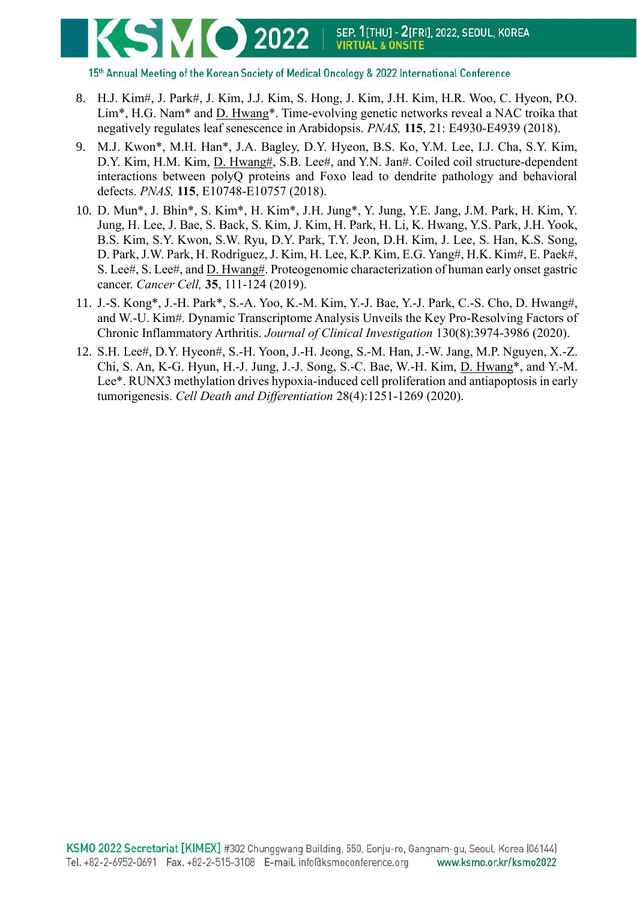8. H.J. Kim#, J. Park#, J. Kim, J.J. Kim, S. Hong, J. Kim, J.H. Kim, H.R. Woo, C. Hyeon, P.O. Lim*, H.G. Nam* and D. Hwang*. Time-evolving genetic networks reveal a NAC troika that negatively regulates leaf senescence in Arabidopsis. *PNAS,* **115**, 21: E4930-E4939 (2018).
9. M.J. Kwon*, M.H. Han*, J.A. Bagley, D.Y. Hyeon, B.S. Ko, Y.M. Lee, I.J. Cha, S.Y. Kim, D.Y. Kim, H.M. Kim, D. Hwang#, S.B. Lee#, and Y.N. Jan#. Coiled coil structure-dependent interactions between polyQ proteins and Foxo lead to dendrite pathology and behavioral defects. *PNAS,* **115**, E10748-E10757 (2018).
10. D. Mun*, J. Bhin*, S. Kim*, H. Kim*, J.H. Jung*, Y. Jung, Y.E. Jang, J.M. Park, H. Kim, Y. Jung, H. Lee, J. Bae, S. Back, S. Kim, J. Kim, H. Park, H. Li, K. Hwang, Y.S. Park, J.H. Yook, B.S. Kim, S.Y. Kwon, S.W. Ryu, D.Y. Park, T.Y. Jeon, D.H. Kim, J. Lee, S. Han, K.S. Song, D. Park, J.W. Park, H. Rodriguez, J. Kim, H. Lee, K.P. Kim, E.G. Yang#, H.K. Kim#, E. Paek#, S. Lee#, S. Lee#, and D. Hwang#. Proteogenomic characterization of human early onset gastric cancer. *Cancer Cell,* **35**, 111-124 (2019).
11. J.-S. Kong*, J.-H. Park*, S.-A. Yoo, K.-M. Kim, Y.-J. Bae, Y.-J. Park, C.-S. Cho, D. Hwang#, and W.-U. Kim#. Dynamic Transcriptome Analysis Unveils the Key Pro-Resolving Factors of Chronic Inflammatory Arthritis. *Journal of Clinical Investigation* 130(8):3974-3986 (2020).
12. S.H. Lee#, D.Y. Hyeon#, S.-H. Yoon, J.-H. Jeong, S.-M. Han, J.-W. Jang, M.P. Nguyen, X.-Z. Chi, S. An, K-G. Hyun, H.-J. Jung, J.-J. Song, S.-C. Bae, W.-H. Kim, D. Hwang*, and Y.-M. Lee*. RUNX3 methylation drives hypoxia-induced cell proliferation and antiapoptosis in early tumorigenesis. *Cell Death and Differentiation* 28(4):1251-1269 (2020).